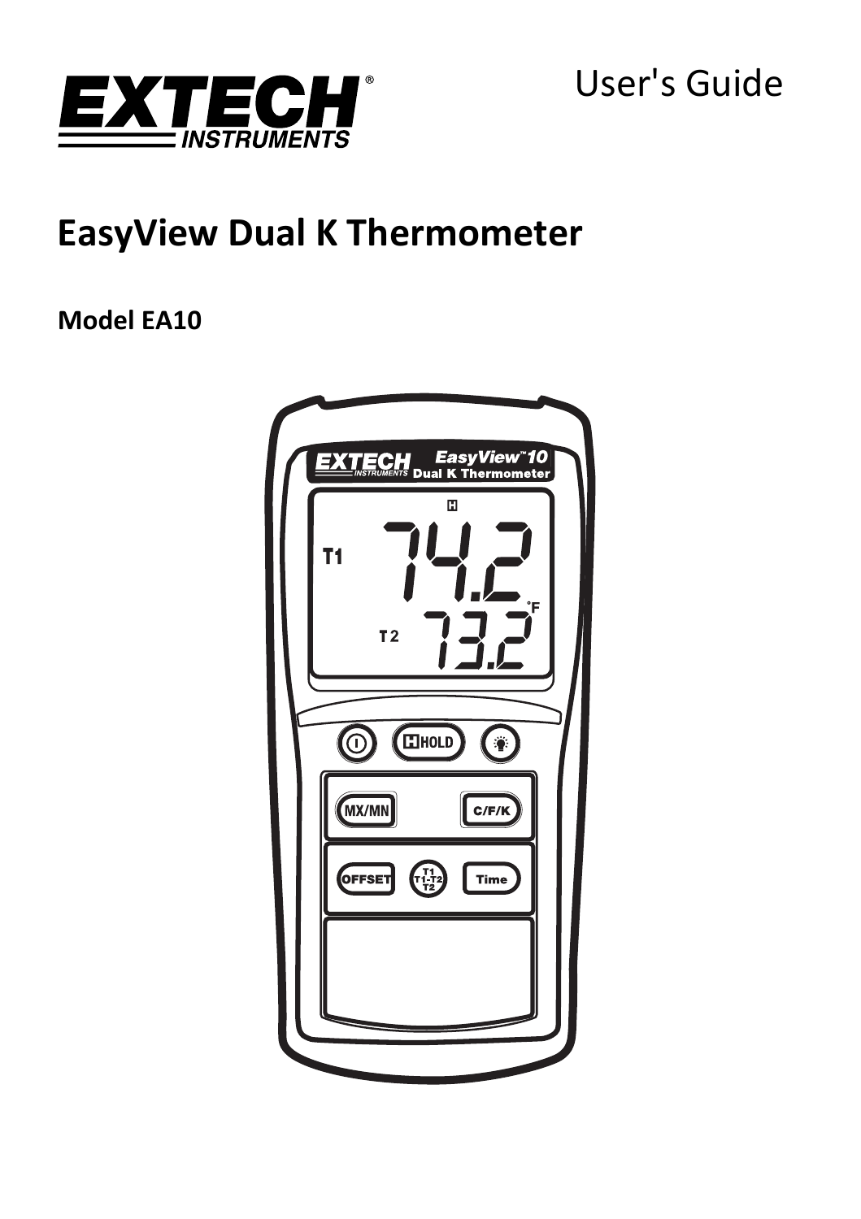EXTECH INSTRUMENTS

User's Guide

# EasyView Dual K Thermometer

## Model EA10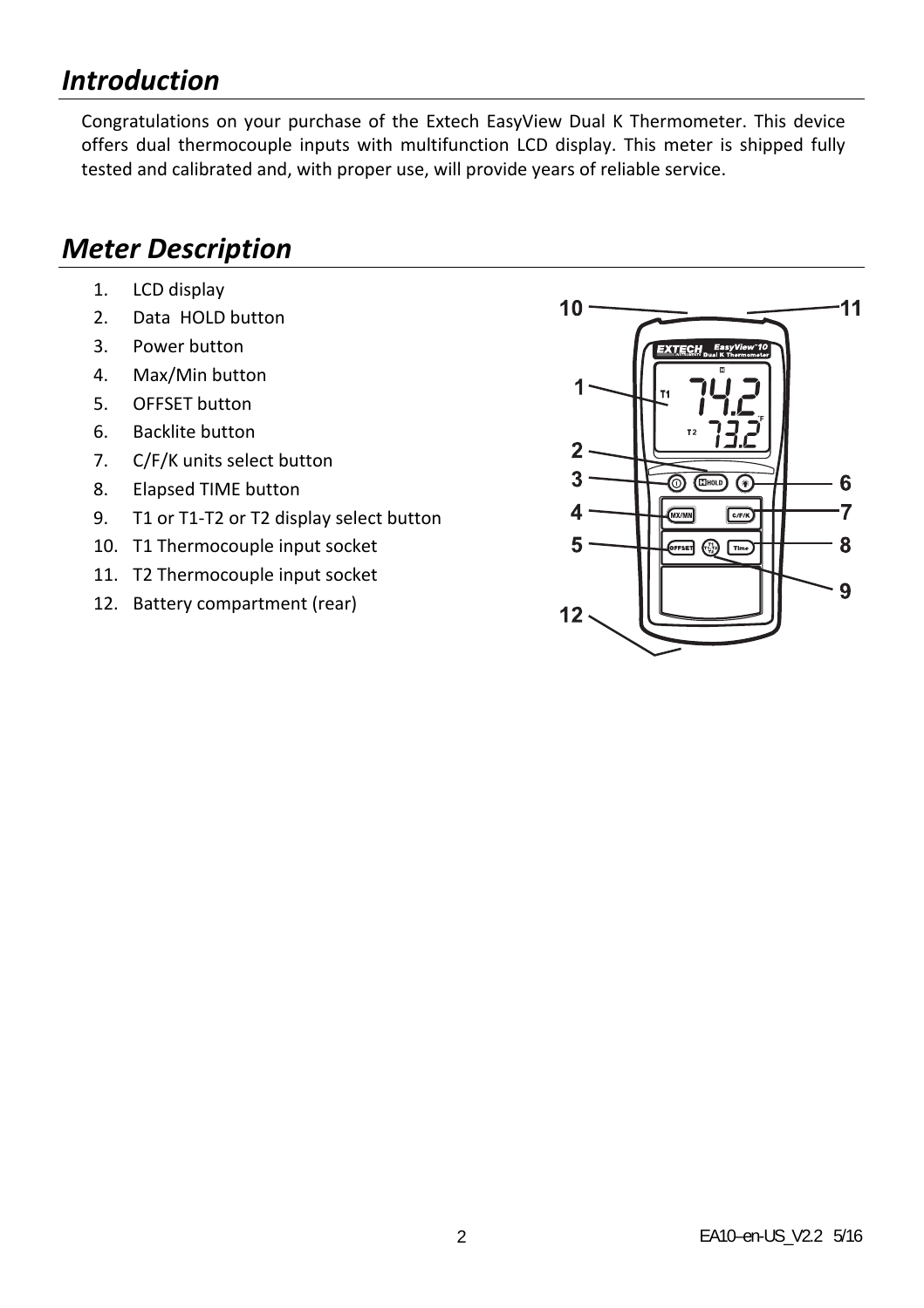## *Introduction*

Congratulations on your purchase of the Extech EasyView Dual K Thermometer. This device offers dual thermocouple inputs with multifunction LCD display. This meter is shipped fully tested and calibrated and, with proper use, will provide years of reliable service.

## *Meter Description*

1. LCD display
2. Data HOLD button
3. Power button
4. Max/Min button
5. OFFSET button
6. Backlite button
7. C/F/K units select button
8. Elapsed TIME button
9. T1 or T1-T2 or T2 display select button
10. T1 Thermocouple input socket
11. T2 Thermocouple input socket
12. Battery compartment (rear)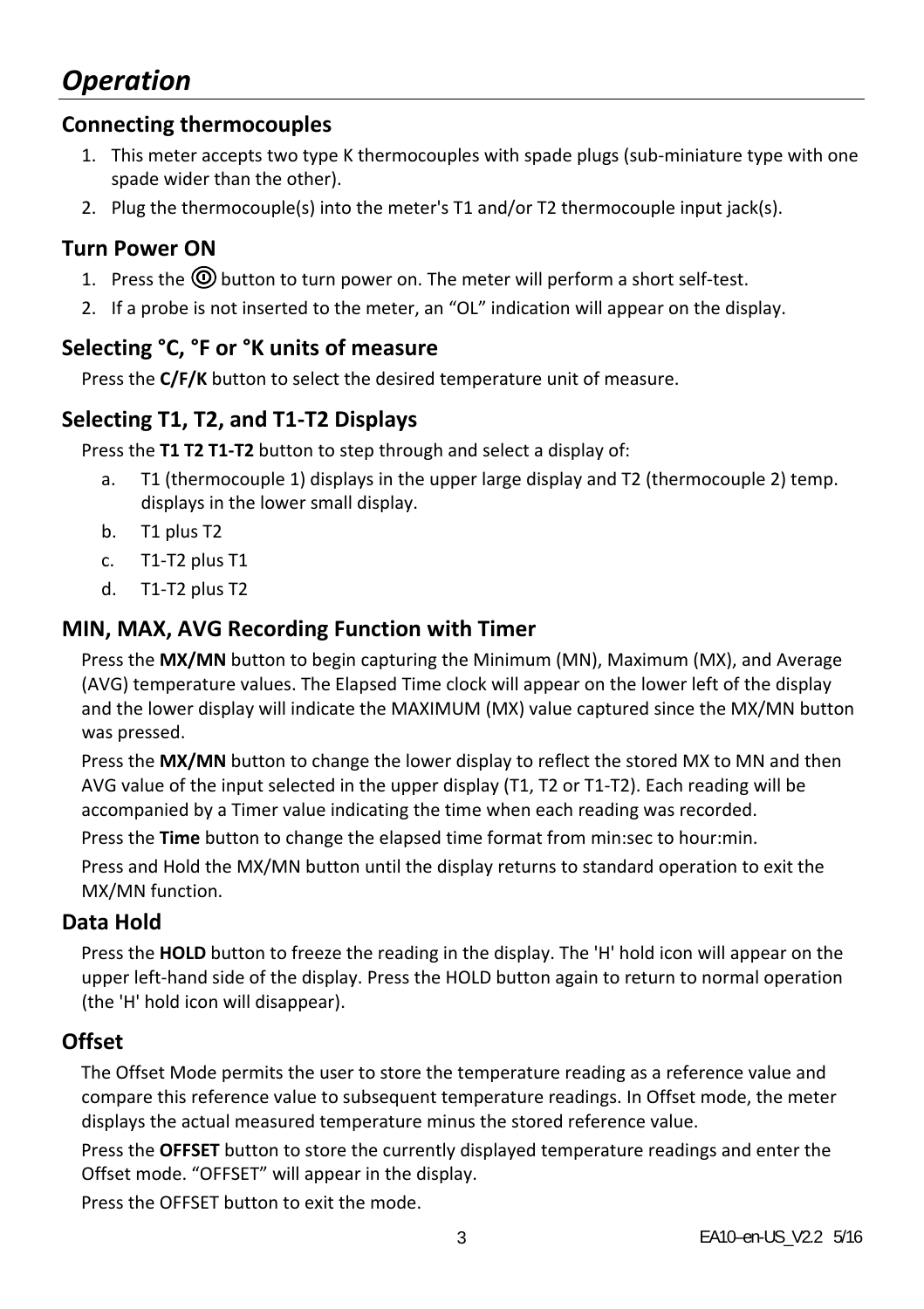# *Operation*

## Connecting thermocouples

1. This meter accepts two type K thermocouples with spade plugs (sub-miniature type with one spade wider than the other).
2. Plug the thermocouple(s) into the meter's T1 and/or T2 thermocouple input jack(s).

## Turn Power ON

1. Press the ⓞ button to turn power on. The meter will perform a short self-test.
2. If a probe is not inserted to the meter, an "OL" indication will appear on the display.

## Selecting °C, °F or °K units of measure

Press the **C/F/K** button to select the desired temperature unit of measure.

## Selecting T1, T2, and T1-T2 Displays

Press the **T1 T2 T1-T2** button to step through and select a display of:

a. T1 (thermocouple 1) displays in the upper large display and T2 (thermocouple 2) temp. displays in the lower small display.
b. T1 plus T2
c. T1-T2 plus T1
d. T1-T2 plus T2

## MIN, MAX, AVG Recording Function with Timer

Press the **MX/MN** button to begin capturing the Minimum (MN), Maximum (MX), and Average (AVG) temperature values. The Elapsed Time clock will appear on the lower left of the display and the lower display will indicate the MAXIMUM (MX) value captured since the MX/MN button was pressed.

Press the **MX/MN** button to change the lower display to reflect the stored MX to MN and then AVG value of the input selected in the upper display (T1, T2 or T1-T2). Each reading will be accompanied by a Timer value indicating the time when each reading was recorded.

Press the **Time** button to change the elapsed time format from min:sec to hour:min.

Press and Hold the MX/MN button until the display returns to standard operation to exit the MX/MN function.

## Data Hold

Press the **HOLD** button to freeze the reading in the display. The 'H' hold icon will appear on the upper left-hand side of the display. Press the HOLD button again to return to normal operation (the 'H' hold icon will disappear).

## Offset

The Offset Mode permits the user to store the temperature reading as a reference value and compare this reference value to subsequent temperature readings. In Offset mode, the meter displays the actual measured temperature minus the stored reference value.

Press the **OFFSET** button to store the currently displayed temperature readings and enter the Offset mode. "OFFSET" will appear in the display.

Press the OFFSET button to exit the mode.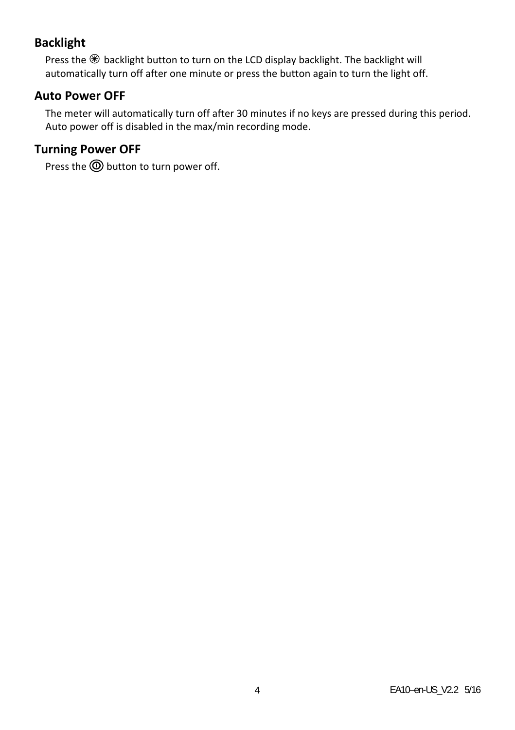## Backlight

Press the ㊉ backlight button to turn on the LCD display backlight. The backlight will automatically turn off after one minute or press the button again to turn the light off.

## Auto Power OFF

The meter will automatically turn off after 30 minutes if no keys are pressed during this period. Auto power off is disabled in the max/min recording mode.

## Turning Power OFF

Press the ⓘ button to turn power off.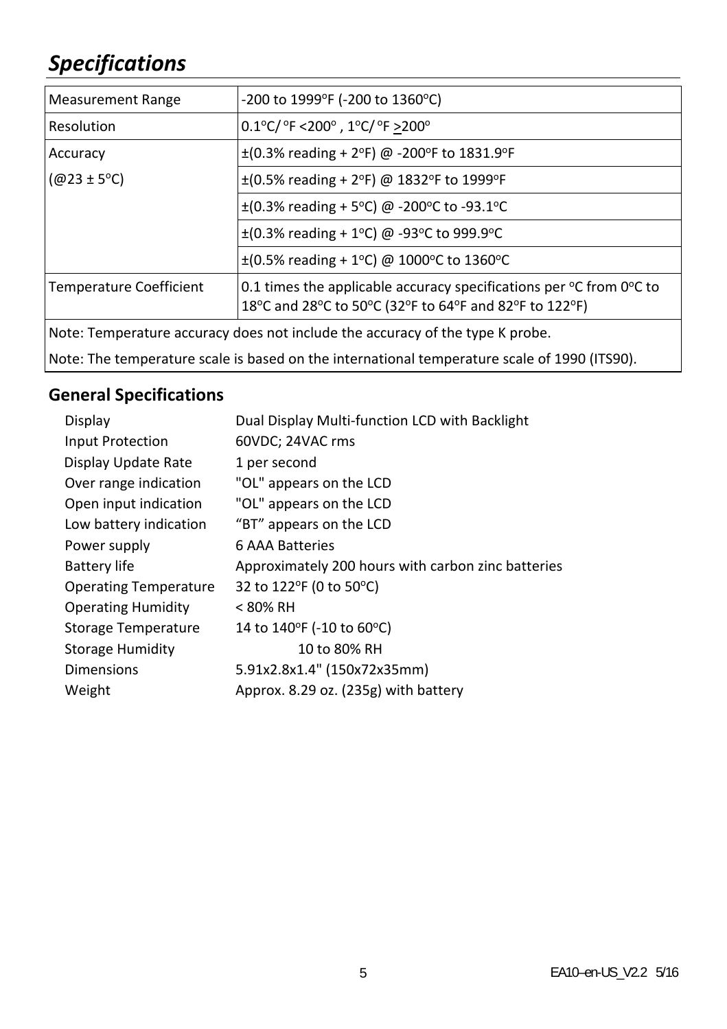# *Specifications*

| Measurement Range | -200 to 1999°F (-200 to 1360°C) |
|---|---|
| Resolution | 0.1°C/ °F <200° , 1°C/ °F $\geq$200° |
| Accuracy (@23 ± 5°C) | ±(0.3% reading + 2°F) @ -200°F to 1831.9°F |
| | ±(0.5% reading + 2°F) @ 1832°F to 1999°F |
| | ±(0.3% reading + 5°C) @ -200°C to -93.1°C |
| | ±(0.3% reading + 1°C) @ -93°C to 999.9°C |
| | ±(0.5% reading + 1°C) @ 1000°C to 1360°C |
| Temperature Coefficient | 0.1 times the applicable accuracy specifications per °C from 0°C to 18°C and 28°C to 50°C (32°F to 64°F and 82°F to 122°F) |
| Note: Temperature accuracy does not include the accuracy of the type K probe. | |
| Note: The temperature scale is based on the international temperature scale of 1990 (ITS90). | |

## General Specifications

| | |
|---|---|
| Display | Dual Display Multi-function LCD with Backlight |
| Input Protection | 60VDC; 24VAC rms |
| Display Update Rate | 1 per second |
| Over range indication | "OL" appears on the LCD |
| Open input indication | "OL" appears on the LCD |
| Low battery indication | "BT" appears on the LCD |
| Power supply | 6 AAA Batteries |
| Battery life | Approximately 200 hours with carbon zinc batteries |
| Operating Temperature | 32 to 122°F (0 to 50°C) |
| Operating Humidity | < 80% RH |
| Storage Temperature | 14 to 140°F (-10 to 60°C) |
| Storage Humidity | 10 to 80% RH |
| Dimensions | 5.91x2.8x1.4" (150x72x35mm) |
| Weight | Approx. 8.29 oz. (235g) with battery |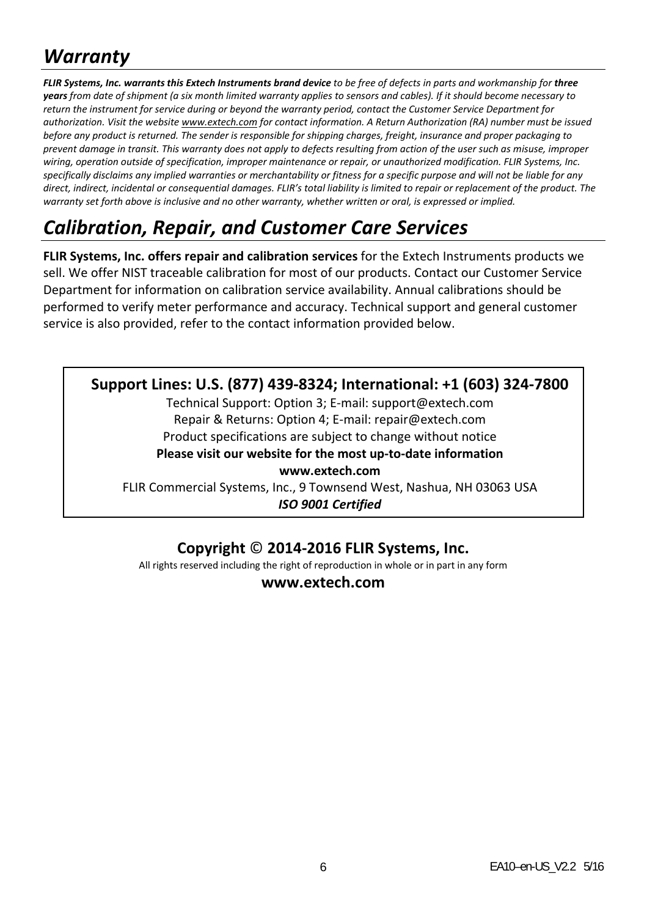# *Warranty*

***FLIR Systems, Inc. warrants this Extech Instruments brand device** to be free of defects in parts and workmanship for **three years** from date of shipment (a six month limited warranty applies to sensors and cables). If it should become necessary to return the instrument for service during or beyond the warranty period, contact the Customer Service Department for authorization. Visit the website www.extech.com for contact information. A Return Authorization (RA) number must be issued before any product is returned. The sender is responsible for shipping charges, freight, insurance and proper packaging to prevent damage in transit. This warranty does not apply to defects resulting from action of the user such as misuse, improper wiring, operation outside of specification, improper maintenance or repair, or unauthorized modification. FLIR Systems, Inc. specifically disclaims any implied warranties or merchantability or fitness for a specific purpose and will not be liable for any direct, indirect, incidental or consequential damages. FLIR's total liability is limited to repair or replacement of the product. The warranty set forth above is inclusive and no other warranty, whether written or oral, is expressed or implied.*

# *Calibration, Repair, and Customer Care Services*

**FLIR Systems, Inc. offers repair and calibration services** for the Extech Instruments products we sell. We offer NIST traceable calibration for most of our products. Contact our Customer Service Department for information on calibration service availability. Annual calibrations should be performed to verify meter performance and accuracy. Technical support and general customer service is also provided, refer to the contact information provided below.

**Support Lines: U.S. (877) 439-8324; International: +1 (603) 324-7800**

Technical Support: Option 3; E-mail: support@extech.com

Repair & Returns: Option 4; E-mail: repair@extech.com

Product specifications are subject to change without notice

**Please visit our website for the most up-to-date information**

**www.extech.com**

FLIR Commercial Systems, Inc., 9 Townsend West, Nashua, NH 03063 USA

***ISO 9001 Certified***

**Copyright © 2014-2016 FLIR Systems, Inc.**

All rights reserved including the right of reproduction in whole or in part in any form

**www.extech.com**

EA10–en-US_V2.2 5/16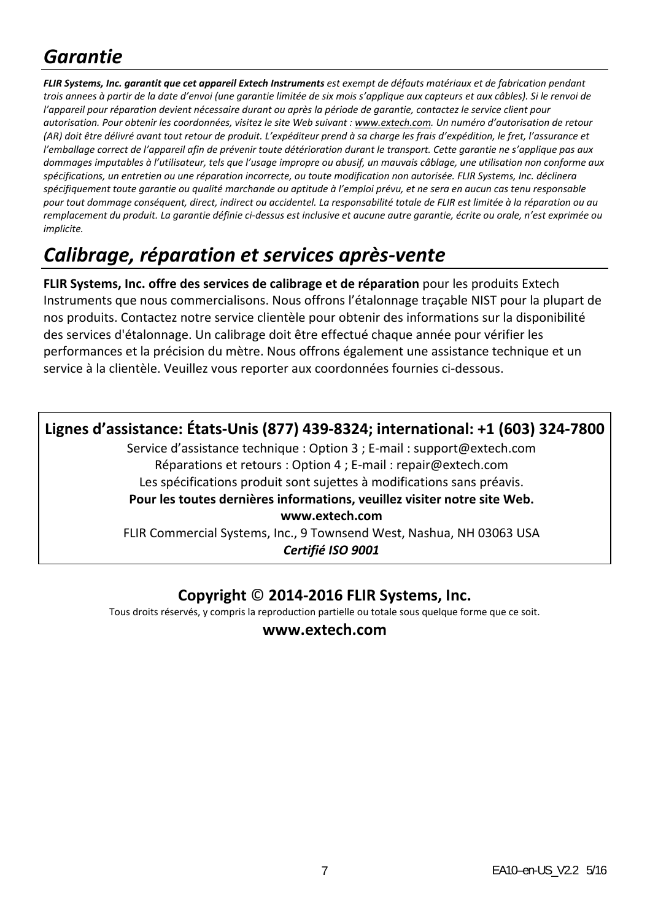## *Garantie*

***FLIR Systems, Inc. garantit que cet appareil Extech Instruments** est exempt de défauts matériaux et de fabrication pendant trois annees à partir de la date d'envoi (une garantie limitée de six mois s'applique aux capteurs et aux câbles). Si le renvoi de l'appareil pour réparation devient nécessaire durant ou après la période de garantie, contactez le service client pour autorisation. Pour obtenir les coordonnées, visitez le site Web suivant : www.extech.com. Un numéro d'autorisation de retour (AR) doit être délivré avant tout retour de produit. L'expéditeur prend à sa charge les frais d'expédition, le fret, l'assurance et l'emballage correct de l'appareil afin de prévenir toute détérioration durant le transport. Cette garantie ne s'applique pas aux dommages imputables à l'utilisateur, tels que l'usage impropre ou abusif, un mauvais câblage, une utilisation non conforme aux spécifications, un entretien ou une réparation incorrecte, ou toute modification non autorisée. FLIR Systems, Inc. déclinera spécifiquement toute garantie ou qualité marchande ou aptitude à l'emploi prévu, et ne sera en aucun cas tenu responsable pour tout dommage conséquent, direct, indirect ou accidentel. La responsabilité totale de FLIR est limitée à la réparation ou au remplacement du produit. La garantie définie ci-dessus est inclusive et aucune autre garantie, écrite ou orale, n'est exprimée ou implicite.*

## *Calibrage, réparation et services après-vente*

**FLIR Systems, Inc. offre des services de calibrage et de réparation** pour les produits Extech Instruments que nous commercialisons. Nous offrons l'étalonnage traçable NIST pour la plupart de nos produits. Contactez notre service clientèle pour obtenir des informations sur la disponibilité des services d'étalonnage. Un calibrage doit être effectué chaque année pour vérifier les performances et la précision du mètre. Nous offrons également une assistance technique et un service à la clientèle. Veuillez vous reporter aux coordonnées fournies ci-dessous.

**Lignes d'assistance: États-Unis (877) 439-8324; international: +1 (603) 324-7800**

Service d'assistance technique : Option 3 ; E-mail : support@extech.com

Réparations et retours : Option 4 ; E-mail : repair@extech.com

Les spécifications produit sont sujettes à modifications sans préavis.

**Pour les toutes dernières informations, veuillez visiter notre site Web.**

**www.extech.com**

FLIR Commercial Systems, Inc., 9 Townsend West, Nashua, NH 03063 USA

***Certifié ISO 9001***

**Copyright © 2014-2016 FLIR Systems, Inc.**

Tous droits réservés, y compris la reproduction partielle ou totale sous quelque forme que ce soit.

**www.extech.com**

EA10–en-US_V2.2 5/16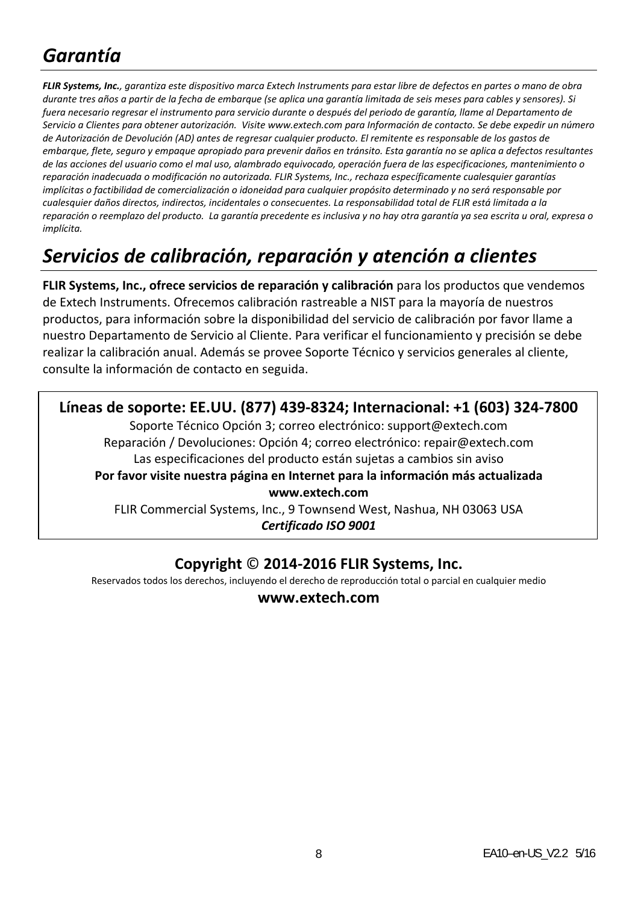# *Garantía*

***FLIR Systems, Inc.**, garantiza este dispositivo marca Extech Instruments para estar libre de defectos en partes o mano de obra durante tres años a partir de la fecha de embarque (se aplica una garantía limitada de seis meses para cables y sensores). Si fuera necesario regresar el instrumento para servicio durante o después del periodo de garantía, llame al Departamento de Servicio a Clientes para obtener autorización. Visite www.extech.com para Información de contacto. Se debe expedir un número de Autorización de Devolución (AD) antes de regresar cualquier producto. El remitente es responsable de los gastos de embarque, flete, seguro y empaque apropiado para prevenir daños en tránsito. Esta garantía no se aplica a defectos resultantes de las acciones del usuario como el mal uso, alambrado equivocado, operación fuera de las especificaciones, mantenimiento o reparación inadecuada o modificación no autorizada. FLIR Systems, Inc., rechaza específicamente cualesquier garantías implícitas o factibilidad de comercialización o idoneidad para cualquier propósito determinado y no será responsable por cualesquier daños directos, indirectos, incidentales o consecuentes. La responsabilidad total de FLIR está limitada a la reparación o reemplazo del producto. La garantía precedente es inclusiva y no hay otra garantía ya sea escrita u oral, expresa o implícita.*

# *Servicios de calibración, reparación y atención a clientes*

**FLIR Systems, Inc., ofrece servicios de reparación y calibración** para los productos que vendemos de Extech Instruments. Ofrecemos calibración rastreable a NIST para la mayoría de nuestros productos, para información sobre la disponibilidad del servicio de calibración por favor llame a nuestro Departamento de Servicio al Cliente. Para verificar el funcionamiento y precisión se debe realizar la calibración anual. Además se provee Soporte Técnico y servicios generales al cliente, consulte la información de contacto en seguida.

**Líneas de soporte: EE.UU. (877) 439-8324; Internacional: +1 (603) 324-7800**

Soporte Técnico Opción 3; correo electrónico: support@extech.com

Reparación / Devoluciones: Opción 4; correo electrónico: repair@extech.com

Las especificaciones del producto están sujetas a cambios sin aviso

**Por favor visite nuestra página en Internet para la información más actualizada**

**www.extech.com**

FLIR Commercial Systems, Inc., 9 Townsend West, Nashua, NH 03063 USA

***Certificado ISO 9001***

**Copyright © 2014-2016 FLIR Systems, Inc.**

Reservados todos los derechos, incluyendo el derecho de reproducción total o parcial en cualquier medio

**www.extech.com**

EA10-en-US_V2.2 5/16